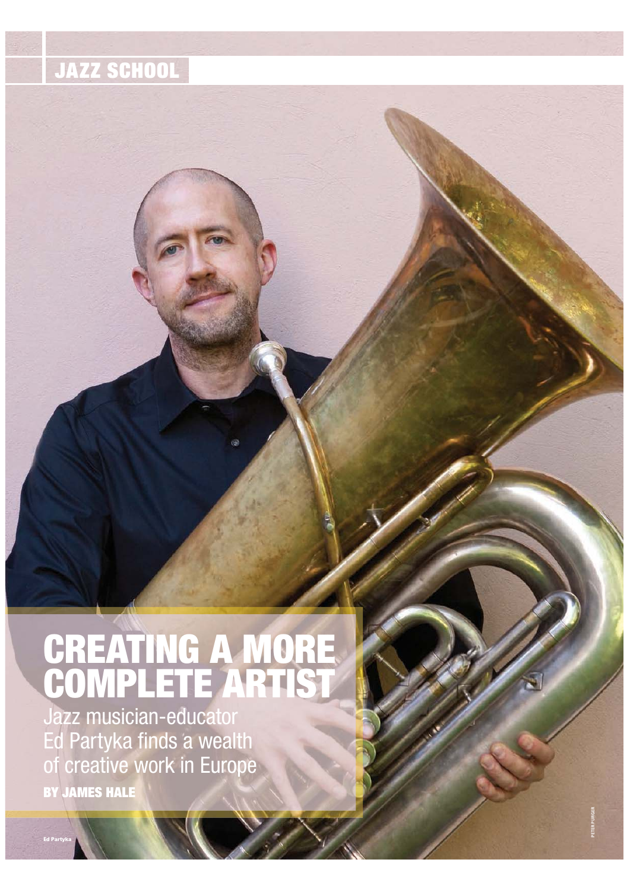JAZZ SCHOOL

# CREATING A MORE COMPLETE ARTIST

## Jazz musician-educator Ed Partyka finds a wealth of creative work in Europe

**BY JAMES HALE**

Ed Partyka

PETER PURGER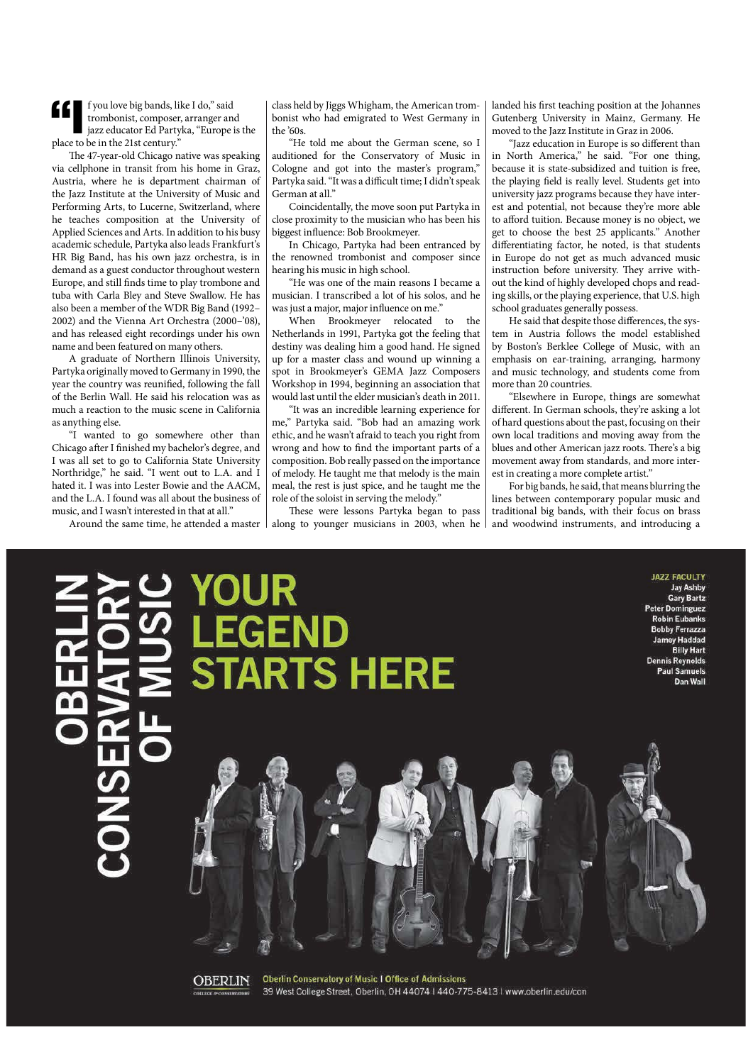"If you love big bands, like I do," said trombonist, composer, arranger and jazz educator Ed Partyka, "Europe is the place to be in the 21st century."

The 47-year-old Chicago native was speaking via cellphone in transit from his home in Graz, Austria, where he is department chairman of the Jazz Institute at the University of Music and Performing Arts, to Lucerne, Switzerland, where he teaches composition at the University of Applied Sciences and Arts. In addition to his busy academic schedule, Partyka also leads Frankfurt's HR Big Band, has his own jazz orchestra, is in demand as a guest conductor throughout western Europe, and still finds time to play trombone and tuba with Carla Bley and Steve Swallow. He has also been a member of the WDR Big Band (1992–2002) and the Vienna Art Orchestra (2000–'08), and has released eight recordings under his own name and been featured on many others.

A graduate of Northern Illinois University, Partyka originally moved to Germany in 1990, the year the country was reunified, following the fall of the Berlin Wall. He said his relocation was as much a reaction to the music scene in California as anything else.

"I wanted to go somewhere other than Chicago after I finished my bachelor's degree, and I was all set to go to California State University Northridge," he said. "I went out to L.A. and I hated it. I was into Lester Bowie and the AACM, and the L.A. I found was all about the business of music, and I wasn't interested in that at all."

Around the same time, he attended a master class held by Jiggs Whigham, the American trombonist who had emigrated to West Germany in the '60s.

"He told me about the German scene, so I auditioned for the Conservatory of Music in Cologne and got into the master's program," Partyka said. "It was a difficult time; I didn't speak German at all."

Coincidentally, the move soon put Partyka in close proximity to the musician who has been his biggest influence: Bob Brookmeyer.

In Chicago, Partyka had been entranced by the renowned trombonist and composer since hearing his music in high school.

"He was one of the main reasons I became a musician. I transcribed a lot of his solos, and he was just a major, major influence on me."

When Brookmeyer relocated to the Netherlands in 1991, Partyka got the feeling that destiny was dealing him a good hand. He signed up for a master class and wound up winning a spot in Brookmeyer's GEMA Jazz Composers Workshop in 1994, beginning an association that would last until the elder musician's death in 2011.

"It was an incredible learning experience for me," Partyka said. "Bob had an amazing work ethic, and he wasn't afraid to teach you right from wrong and how to find the important parts of a composition. Bob really passed on the importance of melody. He taught me that melody is the main meal, the rest is just spice, and he taught me the role of the soloist in serving the melody."

These were lessons Partyka began to pass along to younger musicians in 2003, when he landed his first teaching position at the Johannes Gutenberg University in Mainz, Germany. He moved to the Jazz Institute in Graz in 2006.

"Jazz education in Europe is so different than in North America," he said. "For one thing, because it is state-subsidized and tuition is free, the playing field is really level. Students get into university jazz programs because they have interest and potential, not because they're more able to afford tuition. Because money is no object, we get to choose the best 25 applicants." Another differentiating factor, he noted, is that students in Europe do not get as much advanced music instruction before university. They arrive without the kind of highly developed chops and reading skills, or the playing experience, that U.S. high school graduates generally possess.

He said that despite those differences, the system in Austria follows the model established by Boston's Berklee College of Music, with an emphasis on ear-training, arranging, harmony and music technology, and students come from more than 20 countries.

"Elsewhere in Europe, things are somewhat different. In German schools, they're asking a lot of hard questions about the past, focusing on their own local traditions and moving away from the blues and other American jazz roots. There's a big movement away from standards, and more interest in creating a more complete artist."

For big bands, he said, that means blurring the lines between contemporary popular music and traditional big bands, with their focus on brass and woodwind instruments, and introducing a

**OBERLIN CONSERVATORY OF MUSIC**

**YOUR LEGEND STARTS HERE**

**JAZZ FACULTY**
Jay Ashby
Gary Bartz
Peter Dominguez
Robin Eubanks
Bobby Ferrazza
Jamey Haddad
Billy Hart
Dennis Reynolds
Paul Samuels
Dan Wall

OBERLIN COLLEGE & CONSERVATORY

Oberlin Conservatory of Music | Office of Admissions
39 West College Street, Oberlin, OH 44074 | 440-775-8413 | www.oberlin.edu/con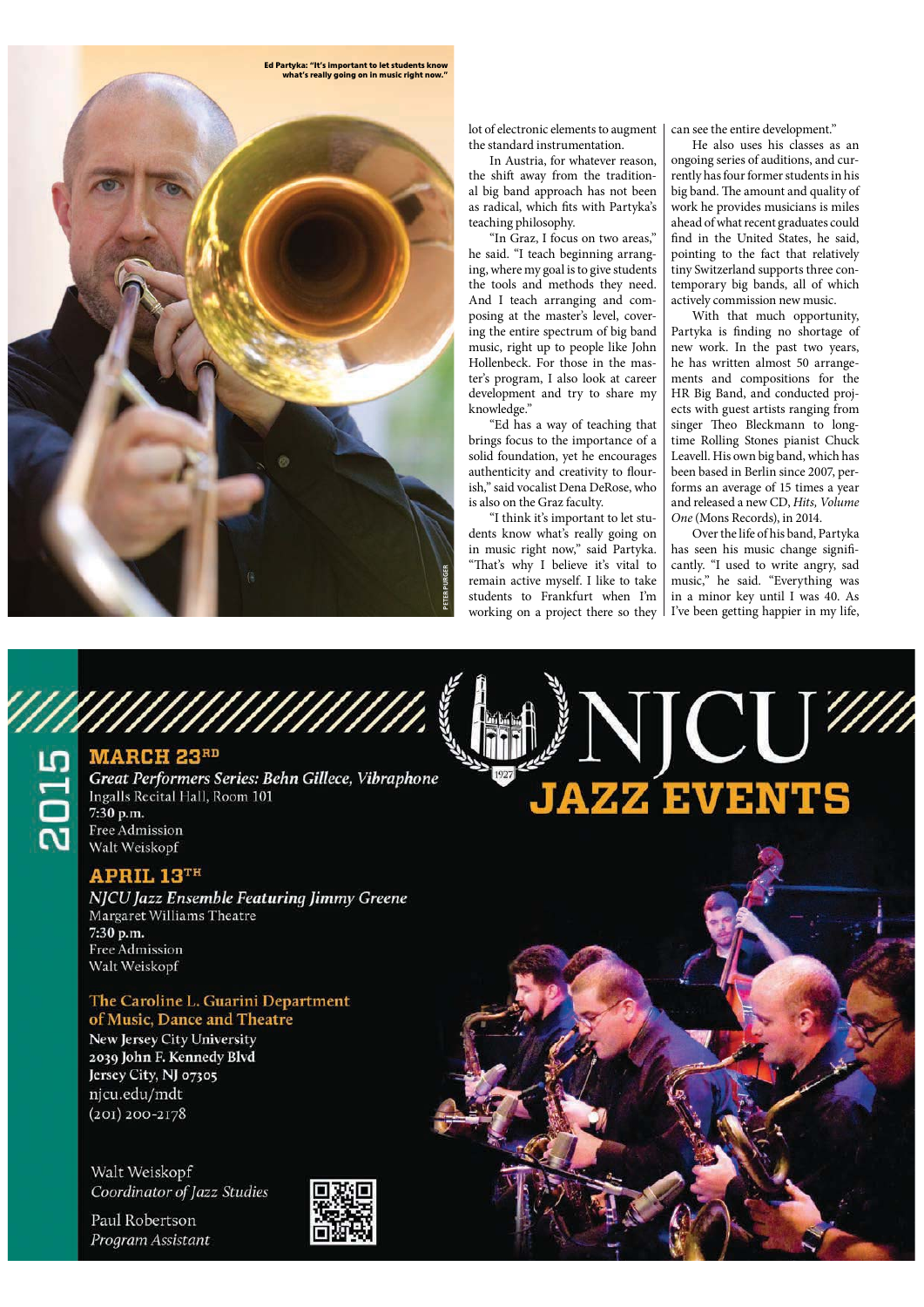Ed Partyka: "It's important to let students know what's really going on in music right now."

PETER PURGER

lot of electronic elements to augment the standard instrumentation.

In Austria, for whatever reason, the shift away from the traditional big band approach has not been as radical, which fits with Partyka's teaching philosophy.

"In Graz, I focus on two areas," he said. "I teach beginning arranging, where my goal is to give students the tools and methods they need. And I teach arranging and composing at the master's level, covering the entire spectrum of big band music, right up to people like John Hollenbeck. For those in the master's program, I also look at career development and try to share my knowledge."

"Ed has a way of teaching that brings focus to the importance of a solid foundation, yet he encourages authenticity and creativity to flourish," said vocalist Dena DeRose, who is also on the Graz faculty.

"I think it's important to let students know what's really going on in music right now," said Partyka. "That's why I believe it's vital to remain active myself. I like to take students to Frankfurt when I'm working on a project there so they can see the entire development."

He also uses his classes as an ongoing series of auditions, and currently has four former students in his big band. The amount and quality of work he provides musicians is miles ahead of what recent graduates could find in the United States, he said, pointing to the fact that relatively tiny Switzerland supports three contemporary big bands, all of which actively commission new music.

With that much opportunity, Partyka is finding no shortage of new work. In the past two years, he has written almost 50 arrangements and compositions for the HR Big Band, and conducted projects with guest artists ranging from singer Theo Bleckmann to longtime Rolling Stones pianist Chuck Leavell. His own big band, which has been based in Berlin since 2007, performs an average of 15 times a year and released a new CD, *Hits, Volume One* (Mons Records), in 2014.

Over the life of his band, Partyka has seen his music change significantly. "I used to write angry, sad music," he said. "Everything was in a minor key until I was 40. As I've been getting happier in my life,

---

# NJCU JAZZ EVENTS

1927

2015

## MARCH 23RD

*Great Performers Series: Behn Gillece, Vibraphone*
Ingalls Recital Hall, Room 101
**7:30 p.m.**
Free Admission
Walt Weiskopf

## APRIL 13TH

*NJCU Jazz Ensemble Featuring Jimmy Greene*
Margaret Williams Theatre
**7:30 p.m.**
Free Admission
Walt Weiskopf

**The Caroline L. Guarini Department of Music, Dance and Theatre**
**New Jersey City University**
**2039 John F. Kennedy Blvd**
**Jersey City, NJ 07305**
njcu.edu/mdt
(201) 200-2178

Walt Weiskopf
*Coordinator of Jazz Studies*

Paul Robertson
*Program Assistant*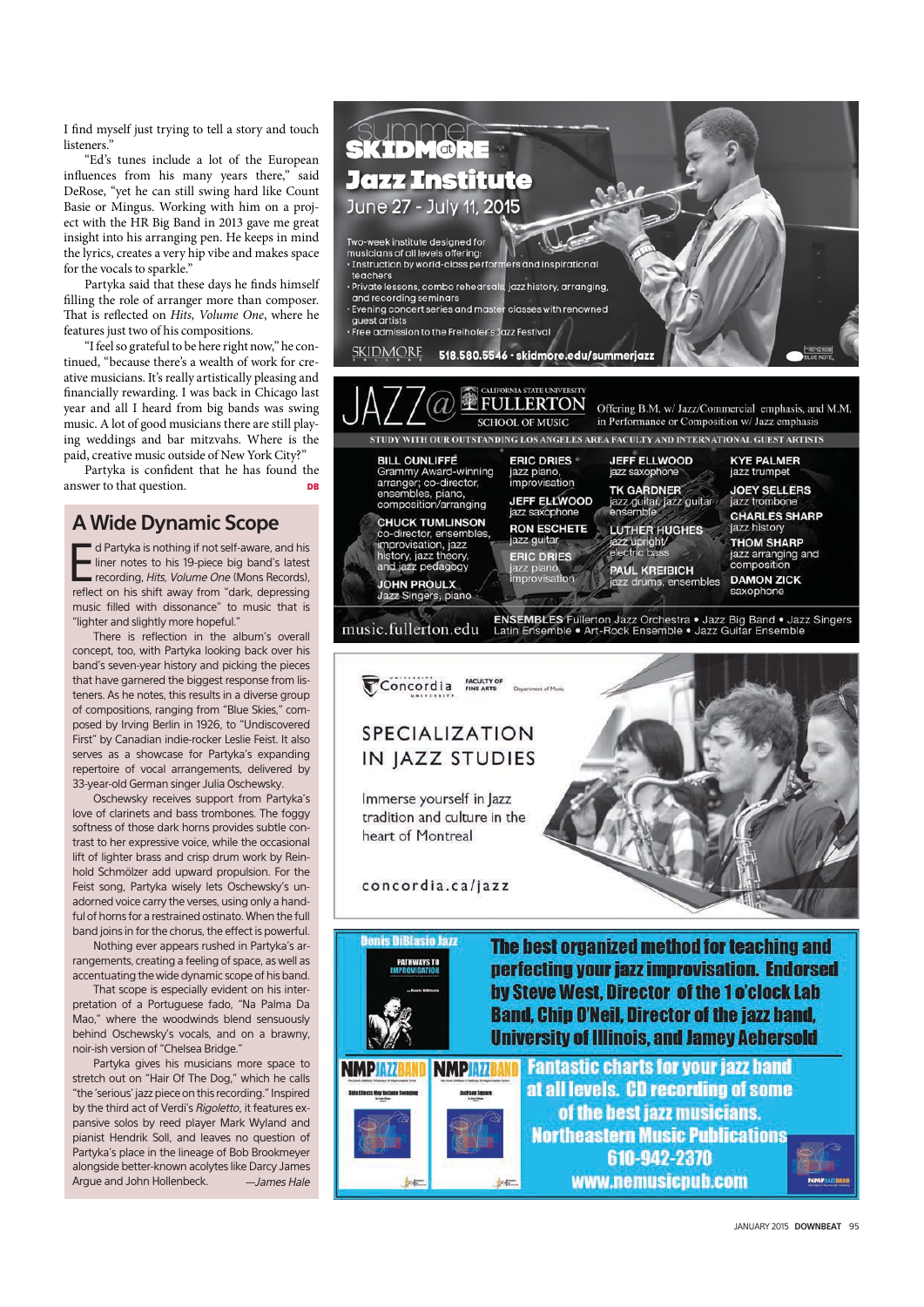I find myself just trying to tell a story and touch listeners."

"Ed's tunes include a lot of the European influences from his many years there," said DeRose, "yet he can still swing hard like Count Basie or Mingus. Working with him on a project with the HR Big Band in 2013 gave me great insight into his arranging pen. He keeps in mind the lyrics, creates a very hip vibe and makes space for the vocals to sparkle."

Partyka said that these days he finds himself filling the role of arranger more than composer. That is reflected on *Hits, Volume One*, where he features just two of his compositions.

"I feel so grateful to be here right now," he continued, "because there's a wealth of work for creative musicians. It's really artistically pleasing and financially rewarding. I was back in Chicago last year and all I heard from big bands was swing music. A lot of good musicians there are still playing weddings and bar mitzvahs. Where is the paid, creative music outside of New York City?"

Partyka is confident that he has found the answer to that question. DB

## A Wide Dynamic Scope

Ed Partyka is nothing if not self-aware, and his liner notes to his 19-piece big band's latest recording, *Hits, Volume One* (Mons Records), reflect on his shift away from "dark, depressing music filled with dissonance" to music that is "lighter and slightly more hopeful."

There is reflection in the album's overall concept, too, with Partyka looking back over his band's seven-year history and picking the pieces that have garnered the biggest response from listeners. As he notes, this results in a diverse group of compositions, ranging from "Blue Skies," composed by Irving Berlin in 1926, to "Undiscovered First" by Canadian indie-rocker Leslie Feist. It also serves as a showcase for Partyka's expanding repertoire of vocal arrangements, delivered by 33-year-old German singer Julia Oschewsky.

Oschewsky receives support from Partyka's love of clarinets and bass trombones. The foggy softness of those dark horns provides subtle contrast to her expressive voice, while the occasional lift of lighter brass and crisp drum work by Reinhold Schmölzer add upward propulsion. For the Feist song, Partyka wisely lets Oschewsky's unadorned voice carry the verses, using only a handful of horns for a restrained ostinato. When the full band joins in for the chorus, the effect is powerful.

Nothing ever appears rushed in Partyka's arrangements, creating a feeling of space, as well as accentuating the wide dynamic scope of his band.

That scope is especially evident on his interpretation of a Portuguese fado, "Na Palma Da Mao," where the woodwinds blend sensuously behind Oschewsky's vocals, and on a brawny, noir-ish version of "Chelsea Bridge."

Partyka gives his musicians more space to stretch out on "Hair Of The Dog," which he calls "the 'serious' jazz piece on this recording." Inspired by the third act of Verdi's *Rigoletto*, it features expansive solos by reed player Mark Wyland and pianist Hendrik Soll, and leaves no question of Partyka's place in the lineage of Bob Brookmeyer alongside better-known acolytes like Darcy James Argue and John Hollenbeck. —*James Hale*

---

**summer @ SKIDMORE Jazz Institute**

June 27 - July 11, 2015

Two-week institute designed for musicians of all levels offering:
- Instruction by world-class performers and inspirational teachers
- Private lessons, combo rehearsals, jazz history, arranging, and recording seminars
- Evening concert series and master classes with renowned guest artists
- Free admission to the Freihofer's Jazz Festival

SKIDMORE 518.580.5546 • skidmore.edu/summerjazz

---

**JAZZ @ CALIFORNIA STATE UNIVERSITY FULLERTON SCHOOL OF MUSIC**

Offering B.M. w/ Jazz/Commercial emphasis, and M.M. in Performance or Composition w/ Jazz emphasis

STUDY WITH OUR OUTSTANDING LOS ANGELES AREA FACULTY AND INTERNATIONAL GUEST ARTISTS

- **BILL CUNLIFFE** Grammy Award-winning arranger; co-director, ensembles, piano, composition/arranging
- **CHUCK TUMLINSON** co-director, ensembles, improvisation, jazz history, jazz theory, and jazz pedagogy
- **JOHN PROULX** Jazz Singers, piano
- **ERIC DRIES** jazz piano, improvisation
- **JEFF ELLWOOD** jazz saxophone
- **RON ESCHETE** jazz guitar
- **ERIC DRIES** jazz piano, improvisation
- **JEFF ELLWOOD** jazz saxophone
- **TK GARDNER** jazz guitar, jazz guitar ensemble
- **LUTHER HUGHES** jazz upright/ electric bass
- **PAUL KREIBICH** jazz drums, ensembles
- **KYE PALMER** jazz trumpet
- **JOEY SELLERS** jazz trombone
- **CHARLES SHARP** jazz history
- **THOM SHARP** jazz arranging and composition
- **DAMON ZICK** saxophone

music.fullerton.edu

ENSEMBLES Fullerton Jazz Orchestra • Jazz Big Band • Jazz Singers Latin Ensemble • Art-Rock Ensemble • Jazz Guitar Ensemble

---

**Concordia University** Faculty of Fine Arts, Department of Music

SPECIALIZATION IN JAZZ STUDIES

Immerse yourself in Jazz tradition and culture in the heart of Montreal

concordia.ca/jazz

---

**Denis DiBlasio Jazz** — Pathways to Improvisation

The best organized method for teaching and perfecting your jazz improvisation. Endorsed by Steve West, Director of the 1 o'clock Lab Band, Chip O'Neil, Director of the jazz band, University of Illinois, and Jamey Aebersold

**NMP JAZZ BAND**

Fantastic charts for your jazz band at all levels. CD recording of some of the best jazz musicians.

Northeastern Music Publications

610-942-2370

www.nemusicpub.com